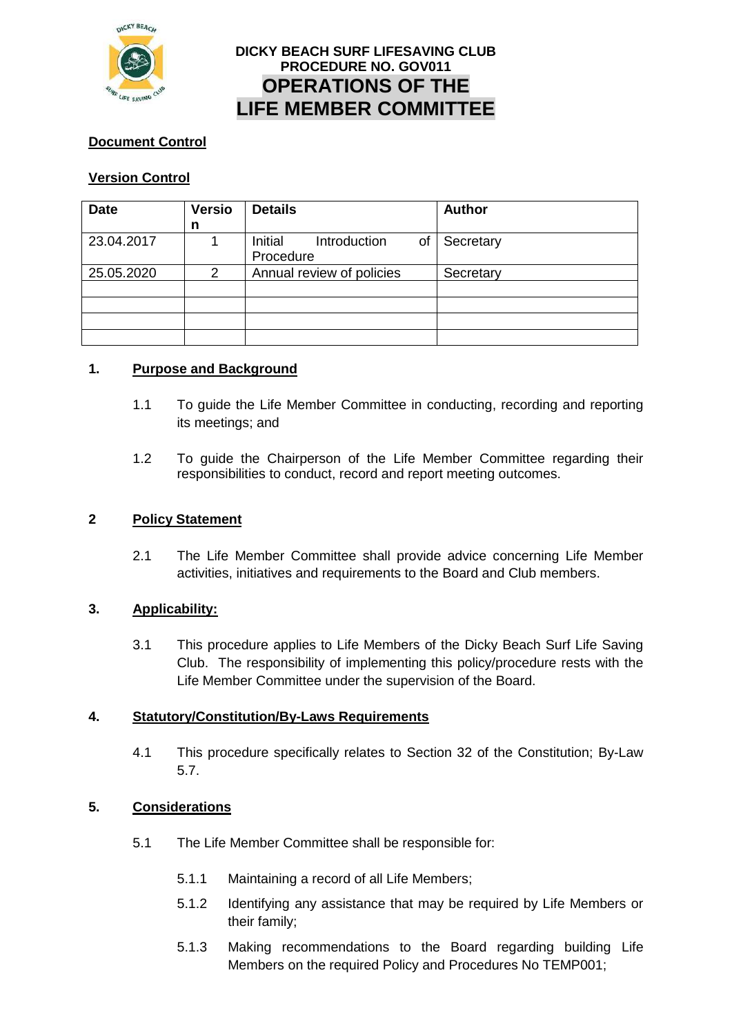**DICKY BEACH SURF LIFESAVING CLUB**
**PROCEDURE NO. GOV011**

# OPERATIONS OF THE LIFE MEMBER COMMITTEE

**Document Control**

**Version Control**

| Date | Version | Details | Author |
|---|---|---|---|
| 23.04.2017 | 1 | Initial Introduction of Procedure | Secretary |
| 25.05.2020 | 2 | Annual review of policies | Secretary |
| | | | |
| | | | |
| | | | |
| | | | |

## 1. Purpose and Background

1.1 To guide the Life Member Committee in conducting, recording and reporting its meetings; and

1.2 To guide the Chairperson of the Life Member Committee regarding their responsibilities to conduct, record and report meeting outcomes.

## 2 Policy Statement

2.1 The Life Member Committee shall provide advice concerning Life Member activities, initiatives and requirements to the Board and Club members.

## 3. Applicability:

3.1 This procedure applies to Life Members of the Dicky Beach Surf Life Saving Club. The responsibility of implementing this policy/procedure rests with the Life Member Committee under the supervision of the Board.

## 4. Statutory/Constitution/By-Laws Requirements

4.1 This procedure specifically relates to Section 32 of the Constitution; By-Law 5.7.

## 5. Considerations

5.1 The Life Member Committee shall be responsible for:

5.1.1 Maintaining a record of all Life Members;

5.1.2 Identifying any assistance that may be required by Life Members or their family;

5.1.3 Making recommendations to the Board regarding building Life Members on the required Policy and Procedures No TEMP001;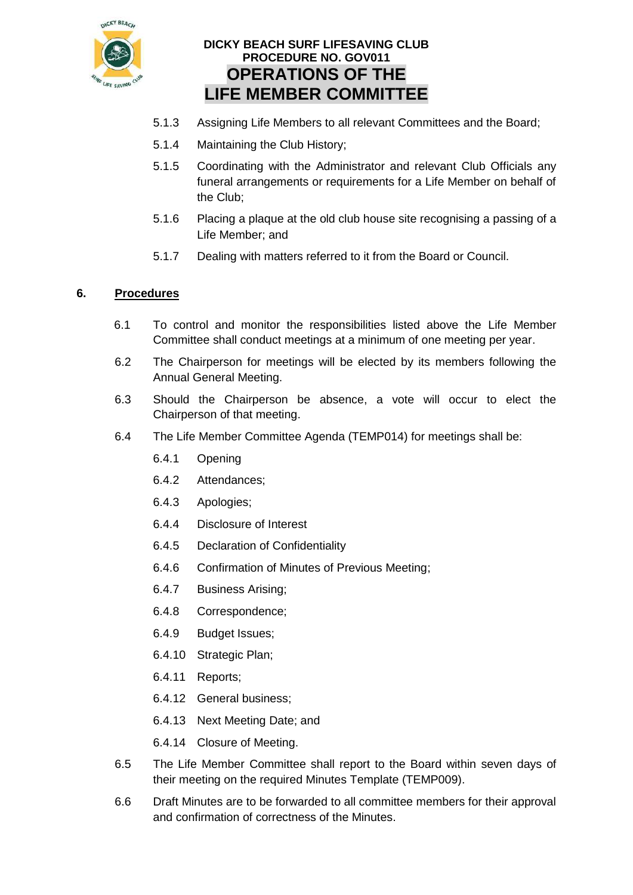5.1.3 Assigning Life Members to all relevant Committees and the Board;

5.1.4 Maintaining the Club History;

5.1.5 Coordinating with the Administrator and relevant Club Officials any funeral arrangements or requirements for a Life Member on behalf of the Club;

5.1.6 Placing a plaque at the old club house site recognising a passing of a Life Member; and

5.1.7 Dealing with matters referred to it from the Board or Council.

## 6. **Procedures**

6.1 To control and monitor the responsibilities listed above the Life Member Committee shall conduct meetings at a minimum of one meeting per year.

6.2 The Chairperson for meetings will be elected by its members following the Annual General Meeting.

6.3 Should the Chairperson be absence, a vote will occur to elect the Chairperson of that meeting.

6.4 The Life Member Committee Agenda (TEMP014) for meetings shall be:

6.4.1 Opening

6.4.2 Attendances;

6.4.3 Apologies;

6.4.4 Disclosure of Interest

6.4.5 Declaration of Confidentiality

6.4.6 Confirmation of Minutes of Previous Meeting;

6.4.7 Business Arising;

6.4.8 Correspondence;

6.4.9 Budget Issues;

6.4.10 Strategic Plan;

6.4.11 Reports;

6.4.12 General business;

6.4.13 Next Meeting Date; and

6.4.14 Closure of Meeting.

6.5 The Life Member Committee shall report to the Board within seven days of their meeting on the required Minutes Template (TEMP009).

6.6 Draft Minutes are to be forwarded to all committee members for their approval and confirmation of correctness of the Minutes.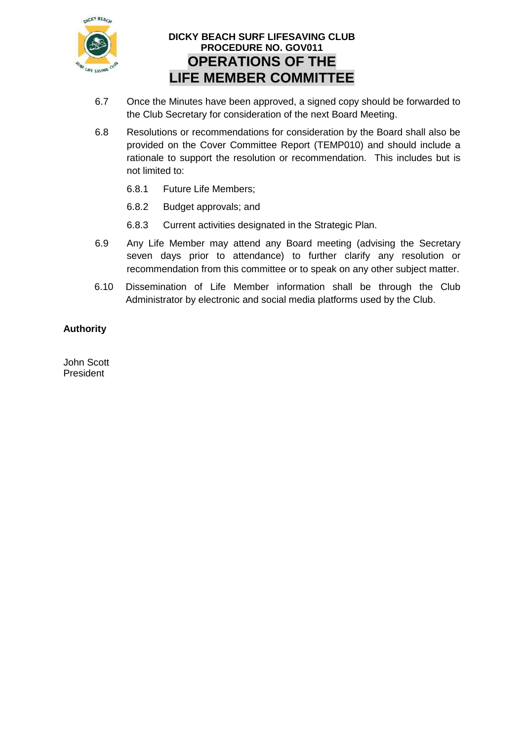6.7 Once the Minutes have been approved, a signed copy should be forwarded to the Club Secretary for consideration of the next Board Meeting.

6.8 Resolutions or recommendations for consideration by the Board shall also be provided on the Cover Committee Report (TEMP010) and should include a rationale to support the resolution or recommendation. This includes but is not limited to:

6.8.1 Future Life Members;

6.8.2 Budget approvals; and

6.8.3 Current activities designated in the Strategic Plan.

6.9 Any Life Member may attend any Board meeting (advising the Secretary seven days prior to attendance) to further clarify any resolution or recommendation from this committee or to speak on any other subject matter.

6.10 Dissemination of Life Member information shall be through the Club Administrator by electronic and social media platforms used by the Club.

**Authority**

John Scott
President